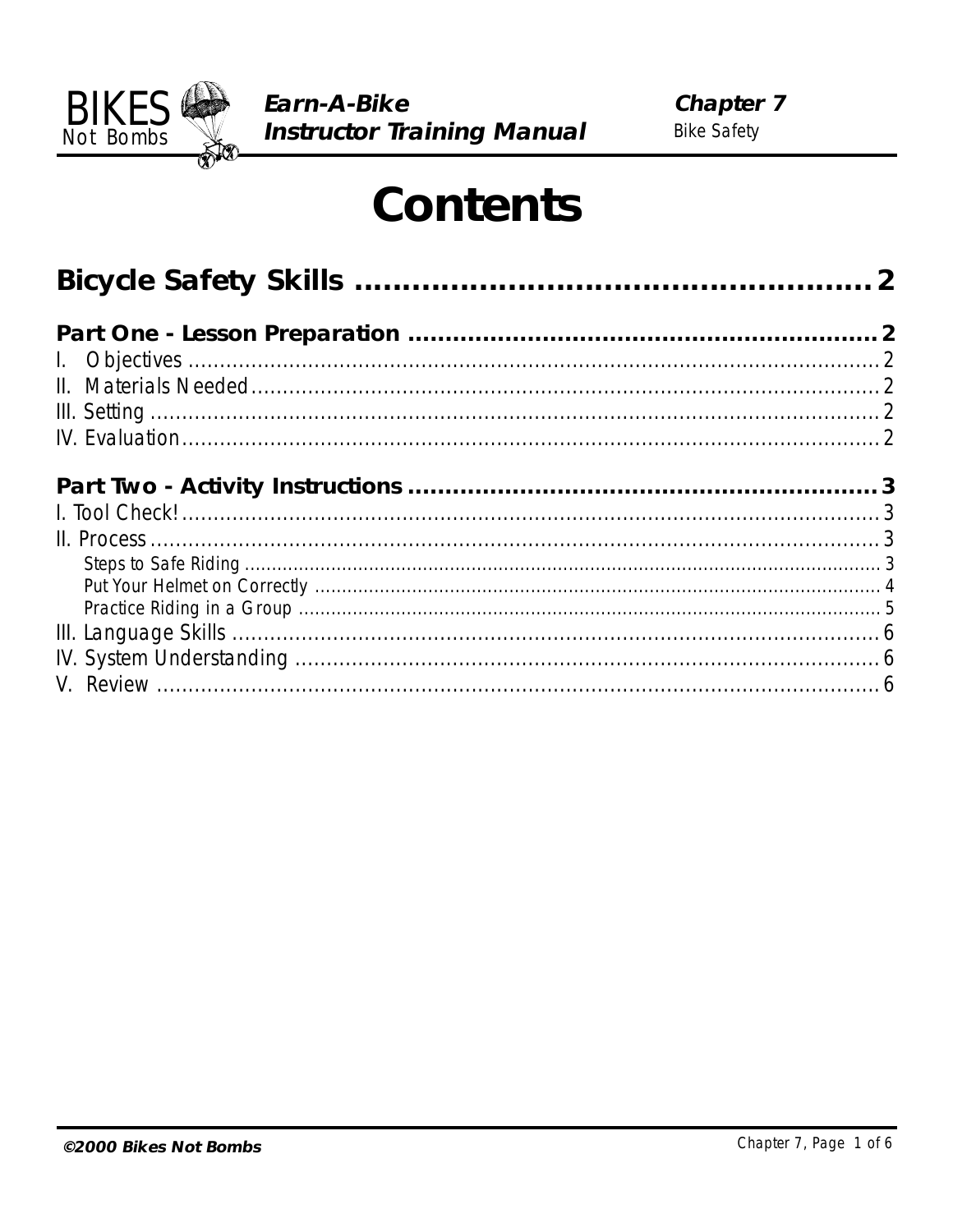# Contents

**Bicycle Safety Skills** .......................................................... 2

**Part One - Lesson Preparation** .......................................................... 2

I. Objectives .......................................................... 2

II. Materials Needed .......................................................... 2

III. Setting .......................................................... 2

IV. Evaluation .......................................................... 2

**Part Two - Activity Instructions** .......................................................... 3

I. Tool Check! .......................................................... 3

II. Process .......................................................... 3

- Steps to Safe Riding .......................................................... 3
- Put Your Helmet on Correctly .......................................................... 4
- Practice Riding in a Group .......................................................... 5

III. Language Skills .......................................................... 6

IV. System Understanding .......................................................... 6

V. Review .......................................................... 6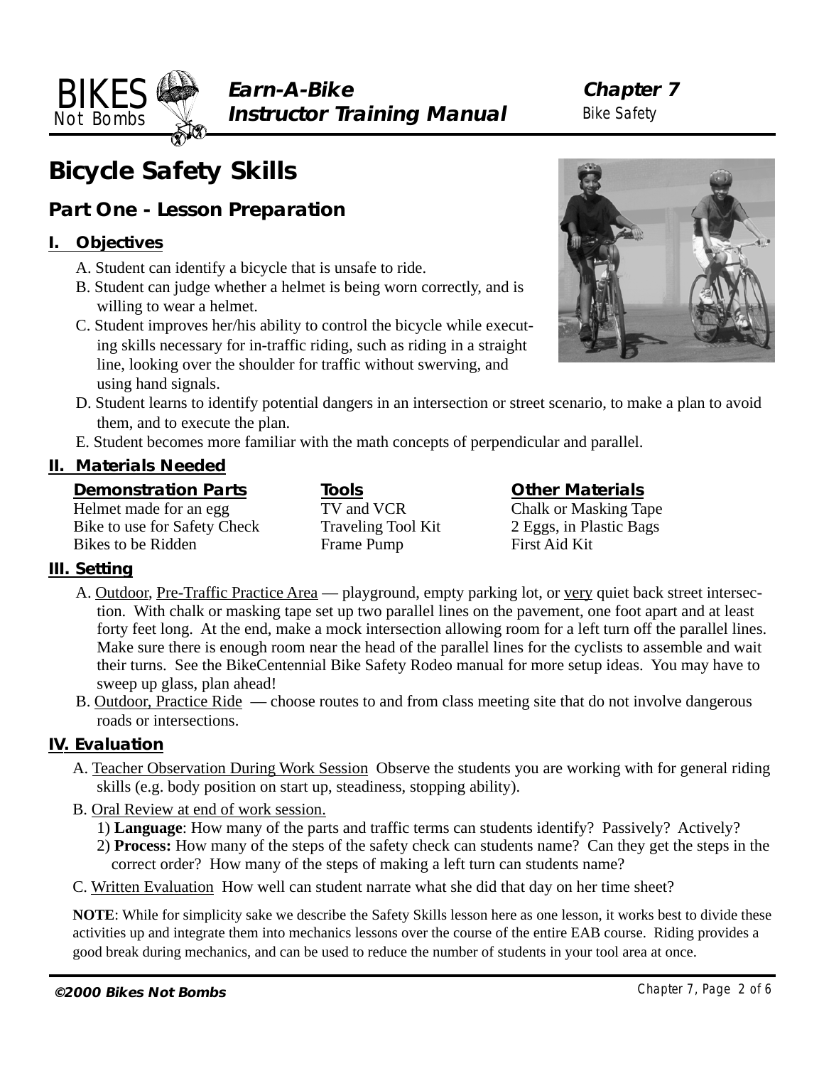# Bicycle Safety Skills

## Part One - Lesson Preparation

### I. Objectives

A. Student can identify a bicycle that is unsafe to ride.

B. Student can judge whether a helmet is being worn correctly, and is willing to wear a helmet.

C. Student improves her/his ability to control the bicycle while executing skills necessary for in-traffic riding, such as riding in a straight line, looking over the shoulder for traffic without swerving, and using hand signals.

D. Student learns to identify potential dangers in an intersection or street scenario, to make a plan to avoid them, and to execute the plan.

E. Student becomes more familiar with the math concepts of perpendicular and parallel.

### II. Materials Needed

| Demonstration Parts | Tools | Other Materials |
|---|---|---|
| Helmet made for an egg | TV and VCR | Chalk or Masking Tape |
| Bike to use for Safety Check | Traveling Tool Kit | 2 Eggs, in Plastic Bags |
| Bikes to be Ridden | Frame Pump | First Aid Kit |

### III. Setting

A. Outdoor, Pre-Traffic Practice Area — playground, empty parking lot, or very quiet back street intersection. With chalk or masking tape set up two parallel lines on the pavement, one foot apart and at least forty feet long. At the end, make a mock intersection allowing room for a left turn off the parallel lines. Make sure there is enough room near the head of the parallel lines for the cyclists to assemble and wait their turns. See the BikeCentennial Bike Safety Rodeo manual for more setup ideas. You may have to sweep up glass, plan ahead!

B. Outdoor, Practice Ride — choose routes to and from class meeting site that do not involve dangerous roads or intersections.

### IV. Evaluation

A. Teacher Observation During Work Session Observe the students you are working with for general riding skills (e.g. body position on start up, steadiness, stopping ability).

B. Oral Review at end of work session.

1) **Language**: How many of the parts and traffic terms can students identify? Passively? Actively?

2) **Process:** How many of the steps of the safety check can students name? Can they get the steps in the correct order? How many of the steps of making a left turn can students name?

C. Written Evaluation How well can student narrate what she did that day on her time sheet?

**NOTE**: While for simplicity sake we describe the Safety Skills lesson here as one lesson, it works best to divide these activities up and integrate them into mechanics lessons over the course of the entire EAB course. Riding provides a good break during mechanics, and can be used to reduce the number of students in your tool area at once.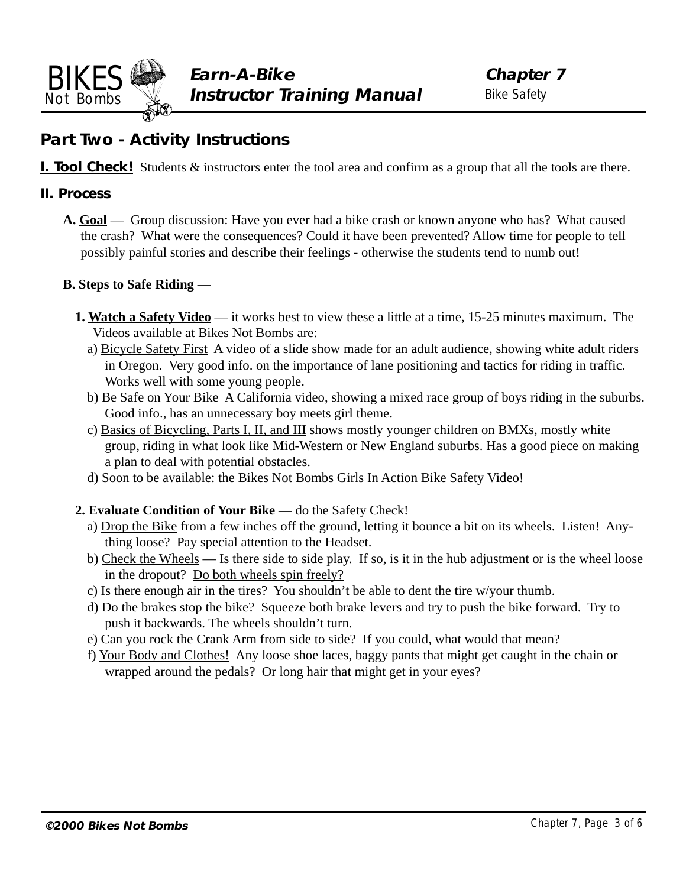## Part Two - Activity Instructions

**I. Tool Check!** Students & instructors enter the tool area and confirm as a group that all the tools are there.

### II. Process

**A.** Goal — Group discussion: Have you ever had a bike crash or known anyone who has? What caused the crash? What were the consequences? Could it have been prevented? Allow time for people to tell possibly painful stories and describe their feelings - otherwise the students tend to numb out!

**B.** Steps to Safe Riding —

**1.** **Watch a Safety Video** — it works best to view these a little at a time, 15-25 minutes maximum. The Videos available at Bikes Not Bombs are:

- a) Bicycle Safety First A video of a slide show made for an adult audience, showing white adult riders in Oregon. Very good info. on the importance of lane positioning and tactics for riding in traffic. Works well with some young people.
- b) Be Safe on Your Bike A California video, showing a mixed race group of boys riding in the suburbs. Good info., has an unnecessary boy meets girl theme.
- c) Basics of Bicycling, Parts I, II, and III shows mostly younger children on BMXs, mostly white group, riding in what look like Mid-Western or New England suburbs. Has a good piece on making a plan to deal with potential obstacles.
- d) Soon to be available: the Bikes Not Bombs Girls In Action Bike Safety Video!

**2.** **Evaluate Condition of Your Bike** — do the Safety Check!

- a) Drop the Bike from a few inches off the ground, letting it bounce a bit on its wheels. Listen! Anything loose? Pay special attention to the Headset.
- b) Check the Wheels — Is there side to side play. If so, is it in the hub adjustment or is the wheel loose in the dropout? Do both wheels spin freely?
- c) Is there enough air in the tires? You shouldn't be able to dent the tire w/your thumb.
- d) Do the brakes stop the bike? Squeeze both brake levers and try to push the bike forward. Try to push it backwards. The wheels shouldn't turn.
- e) Can you rock the Crank Arm from side to side? If you could, what would that mean?
- f) Your Body and Clothes! Any loose shoe laces, baggy pants that might get caught in the chain or wrapped around the pedals? Or long hair that might get in your eyes?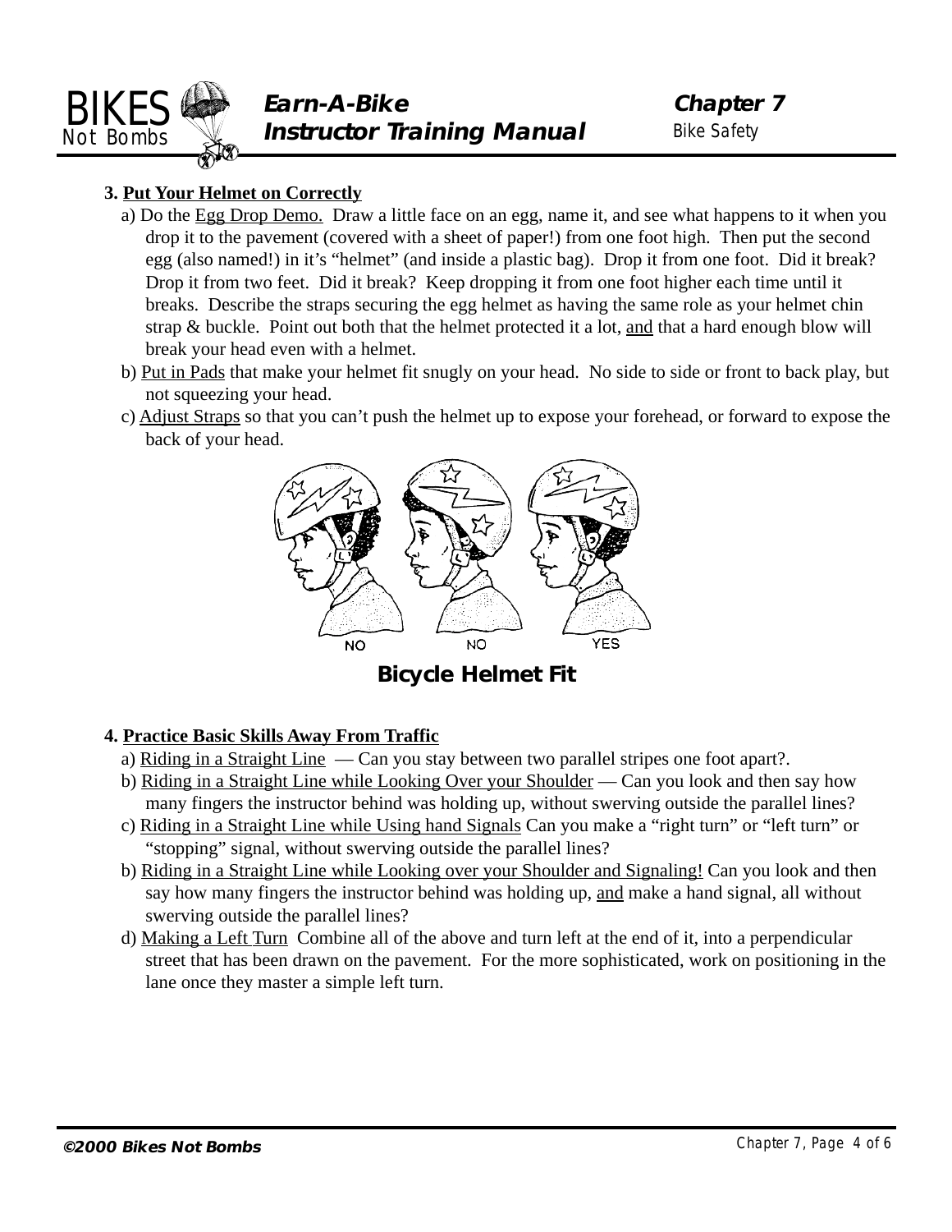**3. Put Your Helmet on Correctly**

a) Do the Egg Drop Demo. Draw a little face on an egg, name it, and see what happens to it when you drop it to the pavement (covered with a sheet of paper!) from one foot high. Then put the second egg (also named!) in it's "helmet" (and inside a plastic bag). Drop it from one foot. Did it break? Drop it from two feet. Did it break? Keep dropping it from one foot higher each time until it breaks. Describe the straps securing the egg helmet as having the same role as your helmet chin strap & buckle. Point out both that the helmet protected it a lot, and that a hard enough blow will break your head even with a helmet.

b) Put in Pads that make your helmet fit snugly on your head. No side to side or front to back play, but not squeezing your head.

c) Adjust Straps so that you can't push the helmet up to expose your forehead, or forward to expose the back of your head.

NO NO YES

**Bicycle Helmet Fit**

**4. Practice Basic Skills Away From Traffic**

a) Riding in a Straight Line — Can you stay between two parallel stripes one foot apart?.

b) Riding in a Straight Line while Looking Over your Shoulder — Can you look and then say how many fingers the instructor behind was holding up, without swerving outside the parallel lines?

c) Riding in a Straight Line while Using hand Signals Can you make a "right turn" or "left turn" or "stopping" signal, without swerving outside the parallel lines?

b) Riding in a Straight Line while Looking over your Shoulder and Signaling! Can you look and then say how many fingers the instructor behind was holding up, and make a hand signal, all without swerving outside the parallel lines?

d) Making a Left Turn Combine all of the above and turn left at the end of it, into a perpendicular street that has been drawn on the pavement. For the more sophisticated, work on positioning in the lane once they master a simple left turn.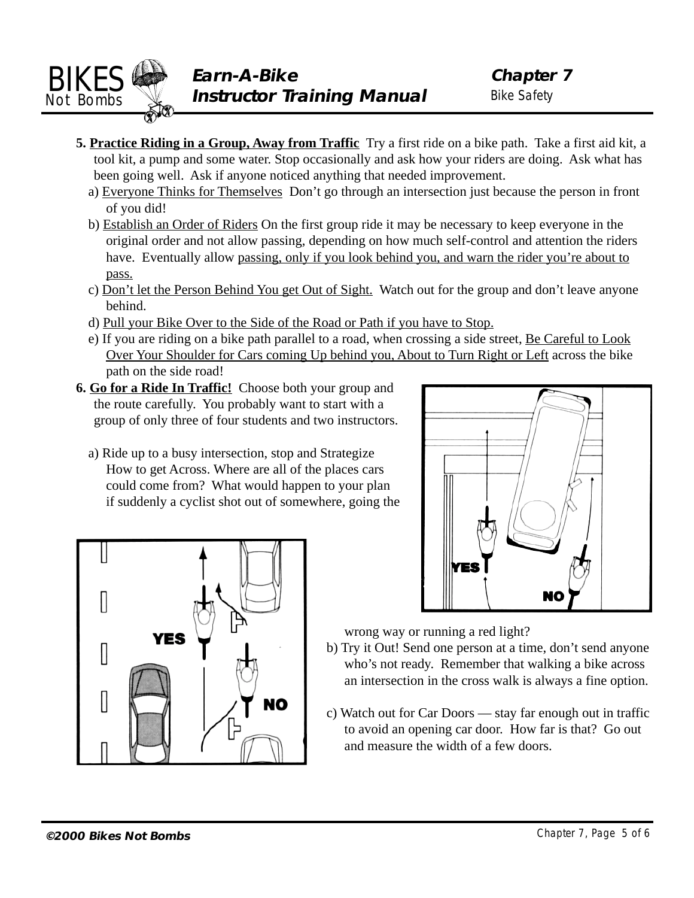5. **Practice Riding in a Group, Away from Traffic** Try a first ride on a bike path. Take a first aid kit, a tool kit, a pump and some water. Stop occasionally and ask how your riders are doing. Ask what has been going well. Ask if anyone noticed anything that needed improvement.
   a) Everyone Thinks for Themselves Don't go through an intersection just because the person in front of you did!
   b) Establish an Order of Riders On the first group ride it may be necessary to keep everyone in the original order and not allow passing, depending on how much self-control and attention the riders have. Eventually allow passing, only if you look behind you, and warn the rider you're about to pass.
   c) Don't let the Person Behind You get Out of Sight. Watch out for the group and don't leave anyone behind.
   d) Pull your Bike Over to the Side of the Road or Path if you have to Stop.
   e) If you are riding on a bike path parallel to a road, when crossing a side street, Be Careful to Look Over Your Shoulder for Cars coming Up behind you, About to Turn Right or Left across the bike path on the side road!

6. **Go for a Ride In Traffic!** Choose both your group and the route carefully. You probably want to start with a group of only three of four students and two instructors.
   a) Ride up to a busy intersection, stop and Strategize How to get Across. Where are all of the places cars could come from? What would happen to your plan if suddenly a cyclist shot out of somewhere, going the wrong way or running a red light?
   b) Try it Out! Send one person at a time, don't send anyone who's not ready. Remember that walking a bike across an intersection in the cross walk is always a fine option.
   c) Watch out for Car Doors — stay far enough out in traffic to avoid an opening car door. How far is that? Go out and measure the width of a few doors.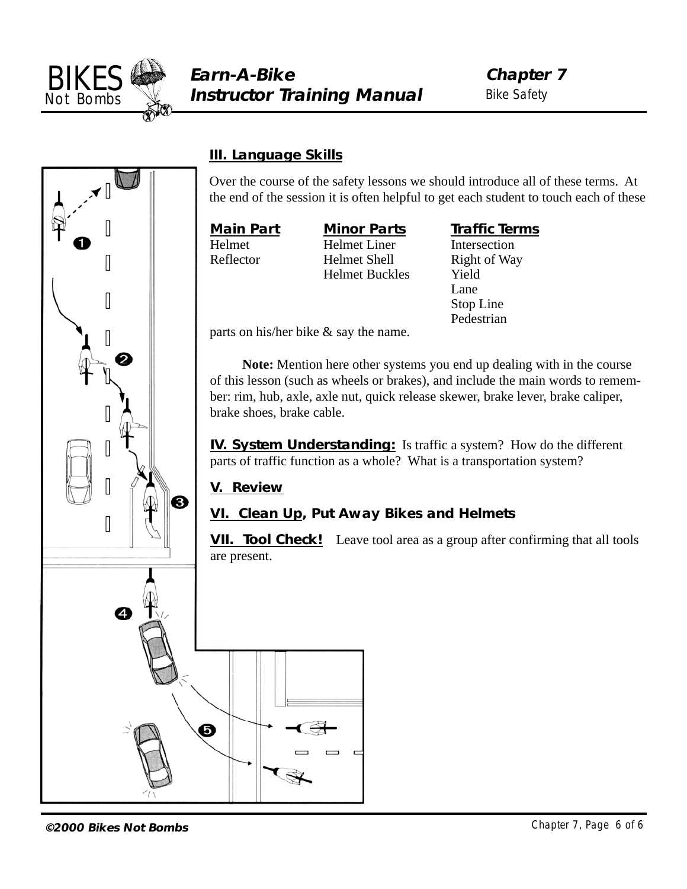### III. Language Skills

Over the course of the safety lessons we should introduce all of these terms. At the end of the session it is often helpful to get each student to touch each of these parts on his/her bike & say the name.

| Main Part | Minor Parts | Traffic Terms |
| --- | --- | --- |
| Helmet | Helmet Liner | Intersection |
| Reflector | Helmet Shell | Right of Way |
| | Helmet Buckles | Yield |
| | | Lane |
| | | Stop Line |
| | | Pedestrian |

**Note:** Mention here other systems you end up dealing with in the course of this lesson (such as wheels or brakes), and include the main words to remember: rim, hub, axle, axle nut, quick release skewer, brake lever, brake caliper, brake shoes, brake cable.

**IV. System Understanding:** Is traffic a system? How do the different parts of traffic function as a whole? What is a transportation system?

### V. Review

### VI. Clean Up, Put Away Bikes and Helmets

**VII. Tool Check!** Leave tool area as a group after confirming that all tools are present.